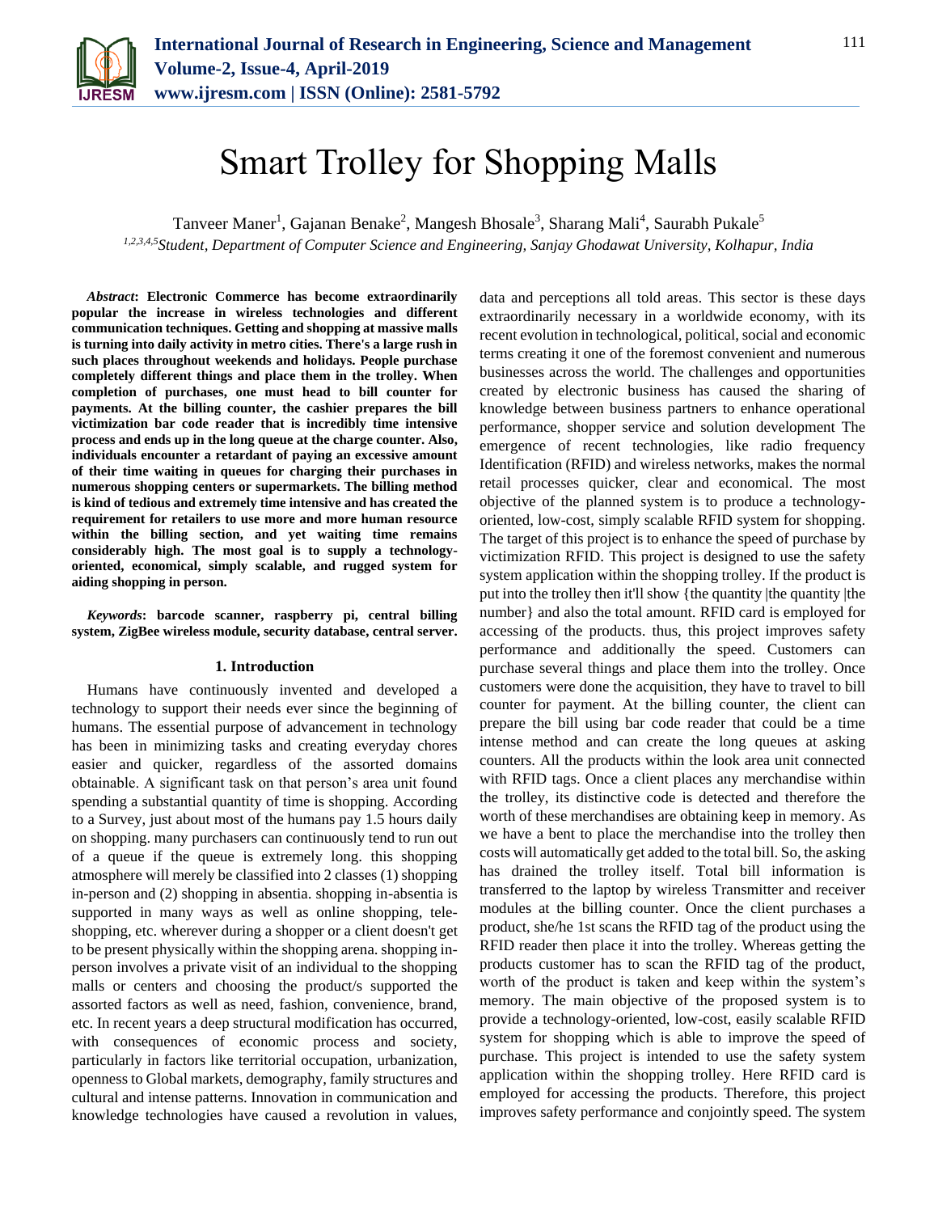# Smart Trolley for Shopping Malls

Tanveer Maner[1], Gajanan Benake[2], Mangesh Bhosale[3], Sharang Mali[4], Saurabh Pukale[5]

[1,2,3,4,5]*Student, Department of Computer Science and Engineering, Sanjay Ghodawat University, Kolhapur, India*

***Abstract*: Electronic Commerce has become extraordinarily popular the increase in wireless technologies and different communication techniques. Getting and shopping at massive malls is turning into daily activity in metro cities. There's a large rush in such places throughout weekends and holidays. People purchase completely different things and place them in the trolley. When completion of purchases, one must head to bill counter for payments. At the billing counter, the cashier prepares the bill victimization bar code reader that is incredibly time intensive process and ends up in the long queue at the charge counter. Also, individuals encounter a retardant of paying an excessive amount of their time waiting in queues for charging their purchases in numerous shopping centers or supermarkets. The billing method is kind of tedious and extremely time intensive and has created the requirement for retailers to use more and more human resource within the billing section, and yet waiting time remains considerably high. The most goal is to supply a technology-oriented, economical, simply scalable, and rugged system for aiding shopping in person.**

***Keywords*: barcode scanner, raspberry pi, central billing system, ZigBee wireless module, security database, central server.**

## 1. Introduction

Humans have continuously invented and developed a technology to support their needs ever since the beginning of humans. The essential purpose of advancement in technology has been in minimizing tasks and creating everyday chores easier and quicker, regardless of the assorted domains obtainable. A significant task on that person's area unit found spending a substantial quantity of time is shopping. According to a Survey, just about most of the humans pay 1.5 hours daily on shopping. many purchasers can continuously tend to run out of a queue if the queue is extremely long. this shopping atmosphere will merely be classified into 2 classes (1) shopping in-person and (2) shopping in absentia. shopping in-absentia is supported in many ways as well as online shopping, tele-shopping, etc. wherever during a shopper or a client doesn't get to be present physically within the shopping arena. shopping in-person involves a private visit of an individual to the shopping malls or centers and choosing the product/s supported the assorted factors as well as need, fashion, convenience, brand, etc. In recent years a deep structural modification has occurred, with consequences of economic process and society, particularly in factors like territorial occupation, urbanization, openness to Global markets, demography, family structures and cultural and intense patterns. Innovation in communication and knowledge technologies have caused a revolution in values, data and perceptions all told areas. This sector is these days extraordinarily necessary in a worldwide economy, with its recent evolution in technological, political, social and economic terms creating it one of the foremost convenient and numerous businesses across the world. The challenges and opportunities created by electronic business has caused the sharing of knowledge between business partners to enhance operational performance, shopper service and solution development The emergence of recent technologies, like radio frequency Identification (RFID) and wireless networks, makes the normal retail processes quicker, clear and economical. The most objective of the planned system is to produce a technology-oriented, low-cost, simply scalable RFID system for shopping. The target of this project is to enhance the speed of purchase by victimization RFID. This project is designed to use the safety system application within the shopping trolley. If the product is put into the trolley then it'll show {the quantity |the quantity |the number} and also the total amount. RFID card is employed for accessing of the products. thus, this project improves safety performance and additionally the speed. Customers can purchase several things and place them into the trolley. Once customers were done the acquisition, they have to travel to bill counter for payment. At the billing counter, the client can prepare the bill using bar code reader that could be a time intense method and can create the long queues at asking counters. All the products within the look area unit connected with RFID tags. Once a client places any merchandise within the trolley, its distinctive code is detected and therefore the worth of these merchandises are obtaining keep in memory. As we have a bent to place the merchandise into the trolley then costs will automatically get added to the total bill. So, the asking has drained the trolley itself. Total bill information is transferred to the laptop by wireless Transmitter and receiver modules at the billing counter. Once the client purchases a product, she/he 1st scans the RFID tag of the product using the RFID reader then place it into the trolley. Whereas getting the products customer has to scan the RFID tag of the product, worth of the product is taken and keep within the system's memory. The main objective of the proposed system is to provide a technology-oriented, low-cost, easily scalable RFID system for shopping which is able to improve the speed of purchase. This project is intended to use the safety system application within the shopping trolley. Here RFID card is employed for accessing the products. Therefore, this project improves safety performance and conjointly speed. The system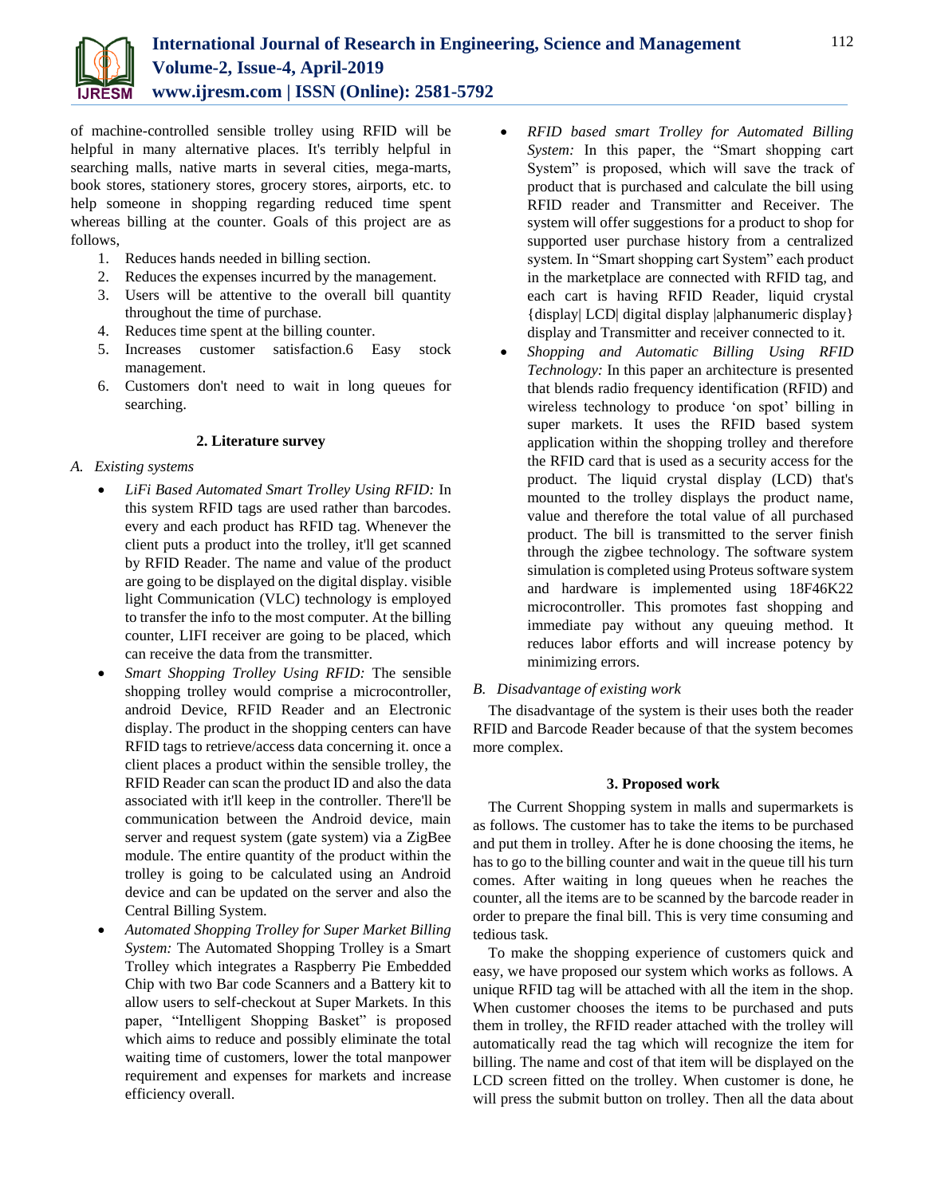of machine-controlled sensible trolley using RFID will be helpful in many alternative places. It's terribly helpful in searching malls, native marts in several cities, mega-marts, book stores, stationery stores, grocery stores, airports, etc. to help someone in shopping regarding reduced time spent whereas billing at the counter. Goals of this project are as follows,

1. Reduces hands needed in billing section.
2. Reduces the expenses incurred by the management.
3. Users will be attentive to the overall bill quantity throughout the time of purchase.
4. Reduces time spent at the billing counter.
5. Increases customer satisfaction.6 Easy stock management.
6. Customers don't need to wait in long queues for searching.

## 2. Literature survey

### A. Existing systems

- *LiFi Based Automated Smart Trolley Using RFID:* In this system RFID tags are used rather than barcodes. every and each product has RFID tag. Whenever the client puts a product into the trolley, it'll get scanned by RFID Reader. The name and value of the product are going to be displayed on the digital display. visible light Communication (VLC) technology is employed to transfer the info to the most computer. At the billing counter, LIFI receiver are going to be placed, which can receive the data from the transmitter.
- *Smart Shopping Trolley Using RFID:* The sensible shopping trolley would comprise a microcontroller, android Device, RFID Reader and an Electronic display. The product in the shopping centers can have RFID tags to retrieve/access data concerning it. once a client places a product within the sensible trolley, the RFID Reader can scan the product ID and also the data associated with it'll keep in the controller. There'll be communication between the Android device, main server and request system (gate system) via a ZigBee module. The entire quantity of the product within the trolley is going to be calculated using an Android device and can be updated on the server and also the Central Billing System.
- *Automated Shopping Trolley for Super Market Billing System:* The Automated Shopping Trolley is a Smart Trolley which integrates a Raspberry Pie Embedded Chip with two Bar code Scanners and a Battery kit to allow users to self-checkout at Super Markets. In this paper, "Intelligent Shopping Basket" is proposed which aims to reduce and possibly eliminate the total waiting time of customers, lower the total manpower requirement and expenses for markets and increase efficiency overall.
- *RFID based smart Trolley for Automated Billing System:* In this paper, the "Smart shopping cart System" is proposed, which will save the track of product that is purchased and calculate the bill using RFID reader and Transmitter and Receiver. The system will offer suggestions for a product to shop for supported user purchase history from a centralized system. In "Smart shopping cart System" each product in the marketplace are connected with RFID tag, and each cart is having RFID Reader, liquid crystal {display| LCD| digital display |alphanumeric display} display and Transmitter and receiver connected to it.
- *Shopping and Automatic Billing Using RFID Technology:* In this paper an architecture is presented that blends radio frequency identification (RFID) and wireless technology to produce 'on spot' billing in super markets. It uses the RFID based system application within the shopping trolley and therefore the RFID card that is used as a security access for the product. The liquid crystal display (LCD) that's mounted to the trolley displays the product name, value and therefore the total value of all purchased product. The bill is transmitted to the server finish through the zigbee technology. The software system simulation is completed using Proteus software system and hardware is implemented using 18F46K22 microcontroller. This promotes fast shopping and immediate pay without any queuing method. It reduces labor efforts and will increase potency by minimizing errors.

### B. Disadvantage of existing work

The disadvantage of the system is their uses both the reader RFID and Barcode Reader because of that the system becomes more complex.

## 3. Proposed work

The Current Shopping system in malls and supermarkets is as follows. The customer has to take the items to be purchased and put them in trolley. After he is done choosing the items, he has to go to the billing counter and wait in the queue till his turn comes. After waiting in long queues when he reaches the counter, all the items are to be scanned by the barcode reader in order to prepare the final bill. This is very time consuming and tedious task.

To make the shopping experience of customers quick and easy, we have proposed our system which works as follows. A unique RFID tag will be attached with all the item in the shop. When customer chooses the items to be purchased and puts them in trolley, the RFID reader attached with the trolley will automatically read the tag which will recognize the item for billing. The name and cost of that item will be displayed on the LCD screen fitted on the trolley. When customer is done, he will press the submit button on trolley. Then all the data about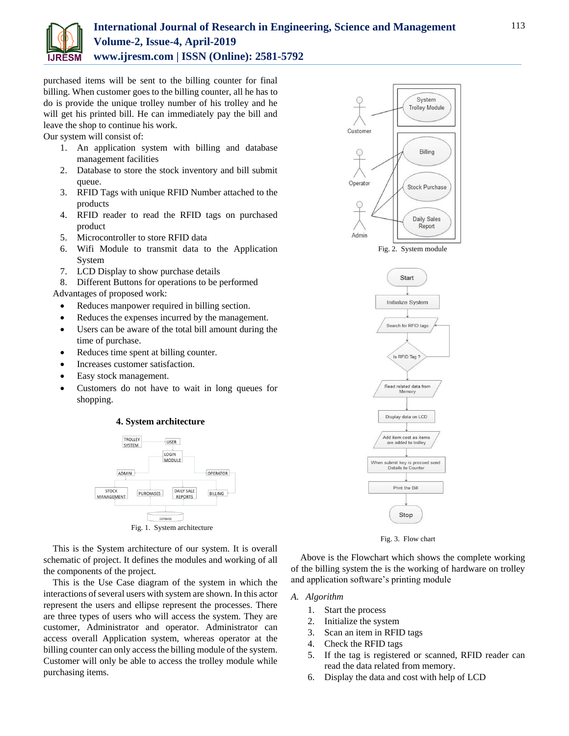purchased items will be sent to the billing counter for final billing. When customer goes to the billing counter, all he has to do is provide the unique trolley number of his trolley and he will get his printed bill. He can immediately pay the bill and leave the shop to continue his work.

Our system will consist of:

1. An application system with billing and database management facilities
2. Database to store the stock inventory and bill submit queue.
3. RFID Tags with unique RFID Number attached to the products
4. RFID reader to read the RFID tags on purchased product
5. Microcontroller to store RFID data
6. Wifi Module to transmit data to the Application System
7. LCD Display to show purchase details
8. Different Buttons for operations to be performed

Advantages of proposed work:

- Reduces manpower required in billing section.
- Reduces the expenses incurred by the management.
- Users can be aware of the total bill amount during the time of purchase.
- Reduces time spent at billing counter.
- Increases customer satisfaction.
- Easy stock management.
- Customers do not have to wait in long queues for shopping.

## 4. System architecture

Fig. 1. System architecture

This is the System architecture of our system. It is overall schematic of project. It defines the modules and working of all the components of the project.

This is the Use Case diagram of the system in which the interactions of several users with system are shown. In this actor represent the users and ellipse represent the processes. There are three types of users who will access the system. They are customer, Administrator and operator. Administrator can access overall Application system, whereas operator at the billing counter can only access the billing module of the system. Customer will only be able to access the trolley module while purchasing items.

Fig. 2. System module

Fig. 3. Flow chart

Above is the Flowchart which shows the complete working of the billing system the is the working of hardware on trolley and application software's printing module

### *A. Algorithm*

1. Start the process
2. Initialize the system
3. Scan an item in RFID tags
4. Check the RFID tags
5. If the tag is registered or scanned, RFID reader can read the data related from memory.
6. Display the data and cost with help of LCD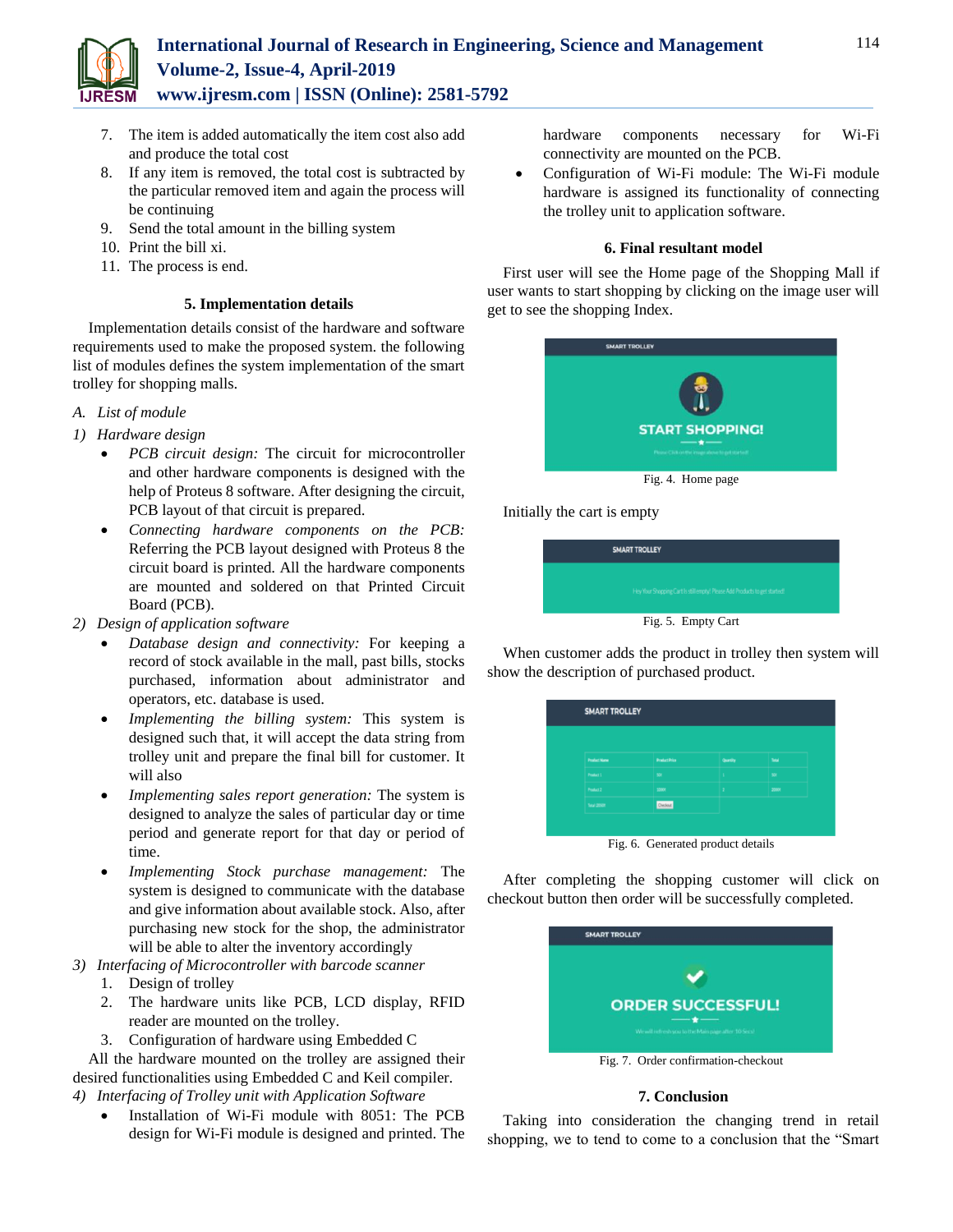7. The item is added automatically the item cost also add and produce the total cost
8. If any item is removed, the total cost is subtracted by the particular removed item and again the process will be continuing
9. Send the total amount in the billing system
10. Print the bill xi.
11. The process is end.

## 5. Implementation details

Implementation details consist of the hardware and software requirements used to make the proposed system. the following list of modules defines the system implementation of the smart trolley for shopping malls.

*A. List of module*

*1) Hardware design*

- *PCB circuit design:* The circuit for microcontroller and other hardware components is designed with the help of Proteus 8 software. After designing the circuit, PCB layout of that circuit is prepared.
- *Connecting hardware components on the PCB:* Referring the PCB layout designed with Proteus 8 the circuit board is printed. All the hardware components are mounted and soldered on that Printed Circuit Board (PCB).

*2) Design of application software*

- *Database design and connectivity:* For keeping a record of stock available in the mall, past bills, stocks purchased, information about administrator and operators, etc. database is used.
- *Implementing the billing system:* This system is designed such that, it will accept the data string from trolley unit and prepare the final bill for customer. It will also
- *Implementing sales report generation:* The system is designed to analyze the sales of particular day or time period and generate report for that day or period of time.
- *Implementing Stock purchase management:* The system is designed to communicate with the database and give information about available stock. Also, after purchasing new stock for the shop, the administrator will be able to alter the inventory accordingly

*3) Interfacing of Microcontroller with barcode scanner*

1. Design of trolley
2. The hardware units like PCB, LCD display, RFID reader are mounted on the trolley.
3. Configuration of hardware using Embedded C

All the hardware mounted on the trolley are assigned their desired functionalities using Embedded C and Keil compiler.

*4) Interfacing of Trolley unit with Application Software*

- Installation of Wi-Fi module with 8051: The PCB design for Wi-Fi module is designed and printed. The hardware components necessary for Wi-Fi connectivity are mounted on the PCB.
- Configuration of Wi-Fi module: The Wi-Fi module hardware is assigned its functionality of connecting the trolley unit to application software.

## 6. Final resultant model

First user will see the Home page of the Shopping Mall if user wants to start shopping by clicking on the image user will get to see the shopping Index.

Fig. 4. Home page

Initially the cart is empty

Fig. 5. Empty Cart

When customer adds the product in trolley then system will show the description of purchased product.

Fig. 6. Generated product details

After completing the shopping customer will click on checkout button then order will be successfully completed.

Fig. 7. Order confirmation-checkout

## 7. Conclusion

Taking into consideration the changing trend in retail shopping, we to tend to come to a conclusion that the “Smart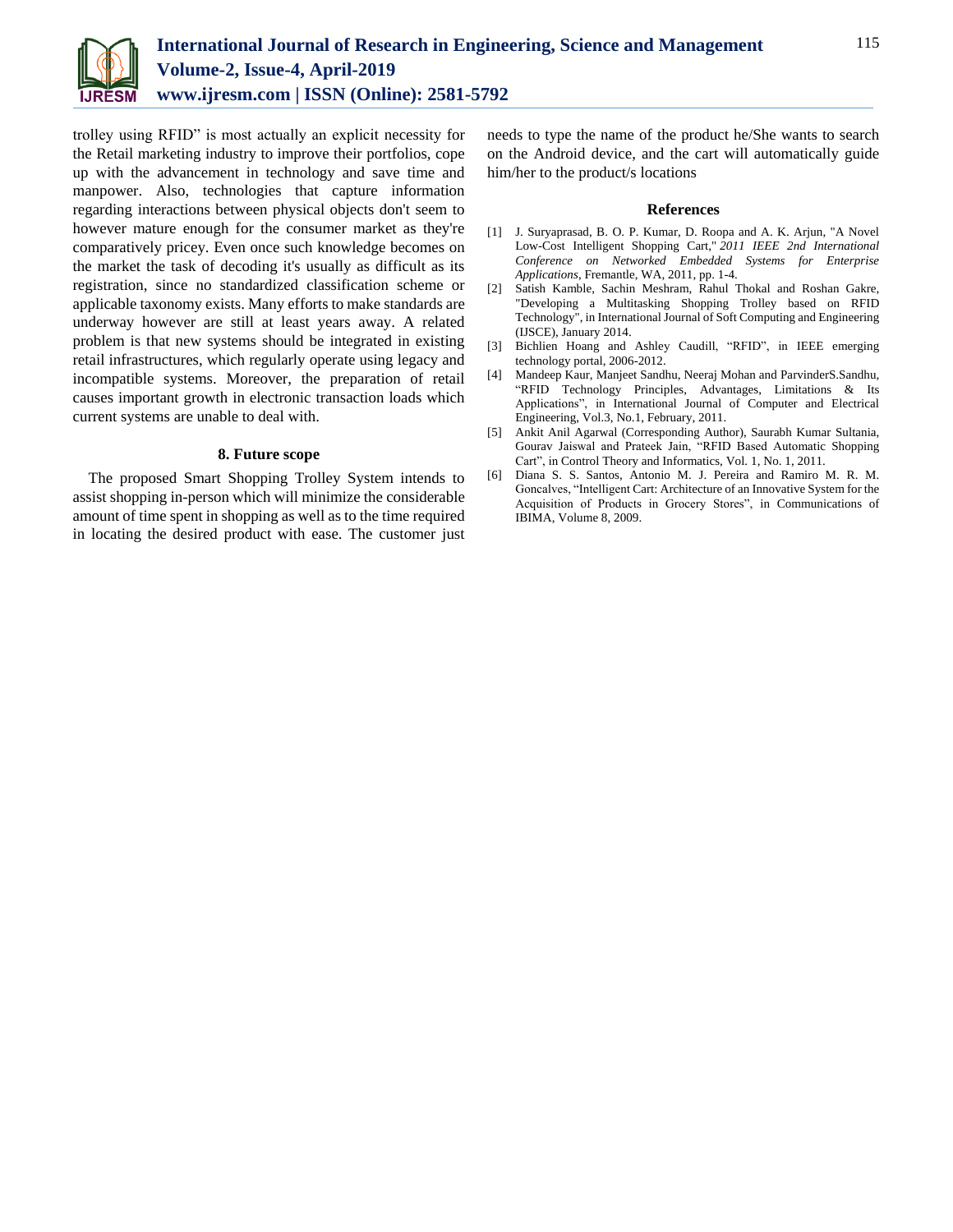trolley using RFID" is most actually an explicit necessity for the Retail marketing industry to improve their portfolios, cope up with the advancement in technology and save time and manpower. Also, technologies that capture information regarding interactions between physical objects don't seem to however mature enough for the consumer market as they're comparatively pricey. Even once such knowledge becomes on the market the task of decoding it's usually as difficult as its registration, since no standardized classification scheme or applicable taxonomy exists. Many efforts to make standards are underway however are still at least years away. A related problem is that new systems should be integrated in existing retail infrastructures, which regularly operate using legacy and incompatible systems. Moreover, the preparation of retail causes important growth in electronic transaction loads which current systems are unable to deal with.

## 8. Future scope

The proposed Smart Shopping Trolley System intends to assist shopping in-person which will minimize the considerable amount of time spent in shopping as well as to the time required in locating the desired product with ease. The customer just needs to type the name of the product he/She wants to search on the Android device, and the cart will automatically guide him/her to the product/s locations

## References

[1] J. Suryaprasad, B. O. P. Kumar, D. Roopa and A. K. Arjun, "A Novel Low-Cost Intelligent Shopping Cart," *2011 IEEE 2nd International Conference on Networked Embedded Systems for Enterprise Applications*, Fremantle, WA, 2011, pp. 1-4.

[2] Satish Kamble, Sachin Meshram, Rahul Thokal and Roshan Gakre, "Developing a Multitasking Shopping Trolley based on RFID Technology", in International Journal of Soft Computing and Engineering (IJSCE), January 2014.

[3] Bichlien Hoang and Ashley Caudill, "RFID", in IEEE emerging technology portal, 2006-2012.

[4] Mandeep Kaur, Manjeet Sandhu, Neeraj Mohan and ParvinderS.Sandhu, "RFID Technology Principles, Advantages, Limitations & Its Applications", in International Journal of Computer and Electrical Engineering, Vol.3, No.1, February, 2011.

[5] Ankit Anil Agarwal (Corresponding Author), Saurabh Kumar Sultania, Gourav Jaiswal and Prateek Jain, "RFID Based Automatic Shopping Cart", in Control Theory and Informatics, Vol. 1, No. 1, 2011.

[6] Diana S. S. Santos, Antonio M. J. Pereira and Ramiro M. R. M. Goncalves, "Intelligent Cart: Architecture of an Innovative System for the Acquisition of Products in Grocery Stores", in Communications of IBIMA, Volume 8, 2009.